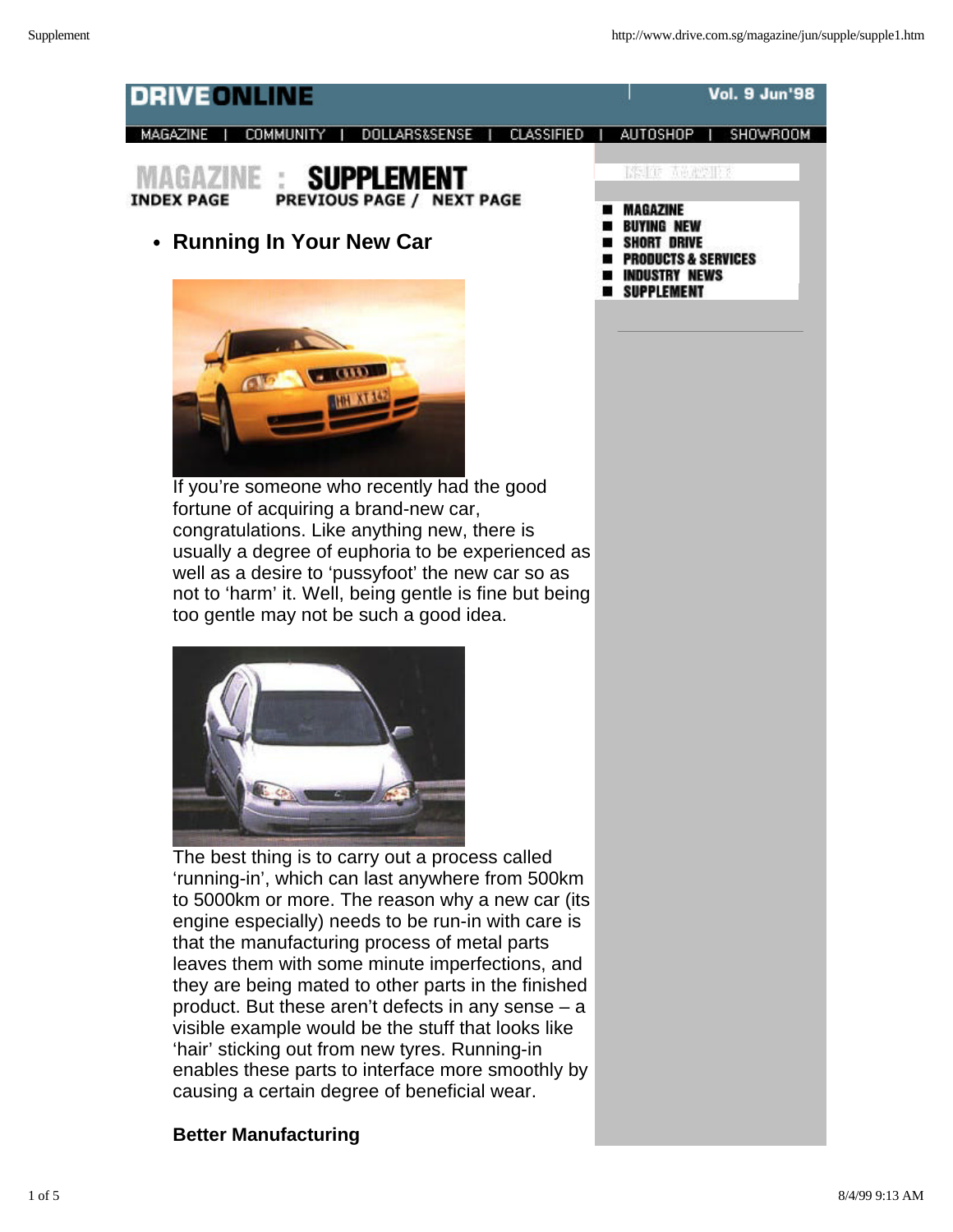DRIVEONLINE

Vol. 9 Jun'98

MAGAZINE | COMMUNITY | DOLLARS&SENSE | CLASSIFIED | AUTOSHOP | SHOWROOM

MAGAZINE : SUPPLEMENT

INDEX PAGE  PREVIOUS PAGE / NEXT PAGE

- MAGAZINE
- BUYING NEW
- SHORT DRIVE
- PRODUCTS & SERVICES
- INDUSTRY NEWS
- SUPPLEMENT

## • Running In Your New Car

If you're someone who recently had the good fortune of acquiring a brand-new car, congratulations. Like anything new, there is usually a degree of euphoria to be experienced as well as a desire to 'pussyfoot' the new car so as not to 'harm' it. Well, being gentle is fine but being too gentle may not be such a good idea.

The best thing is to carry out a process called 'running-in', which can last anywhere from 500km to 5000km or more. The reason why a new car (its engine especially) needs to be run-in with care is that the manufacturing process of metal parts leaves them with some minute imperfections, and they are being mated to other parts in the finished product. But these aren't defects in any sense – a visible example would be the stuff that looks like 'hair' sticking out from new tyres. Running-in enables these parts to interface more smoothly by causing a certain degree of beneficial wear.

**Better Manufacturing**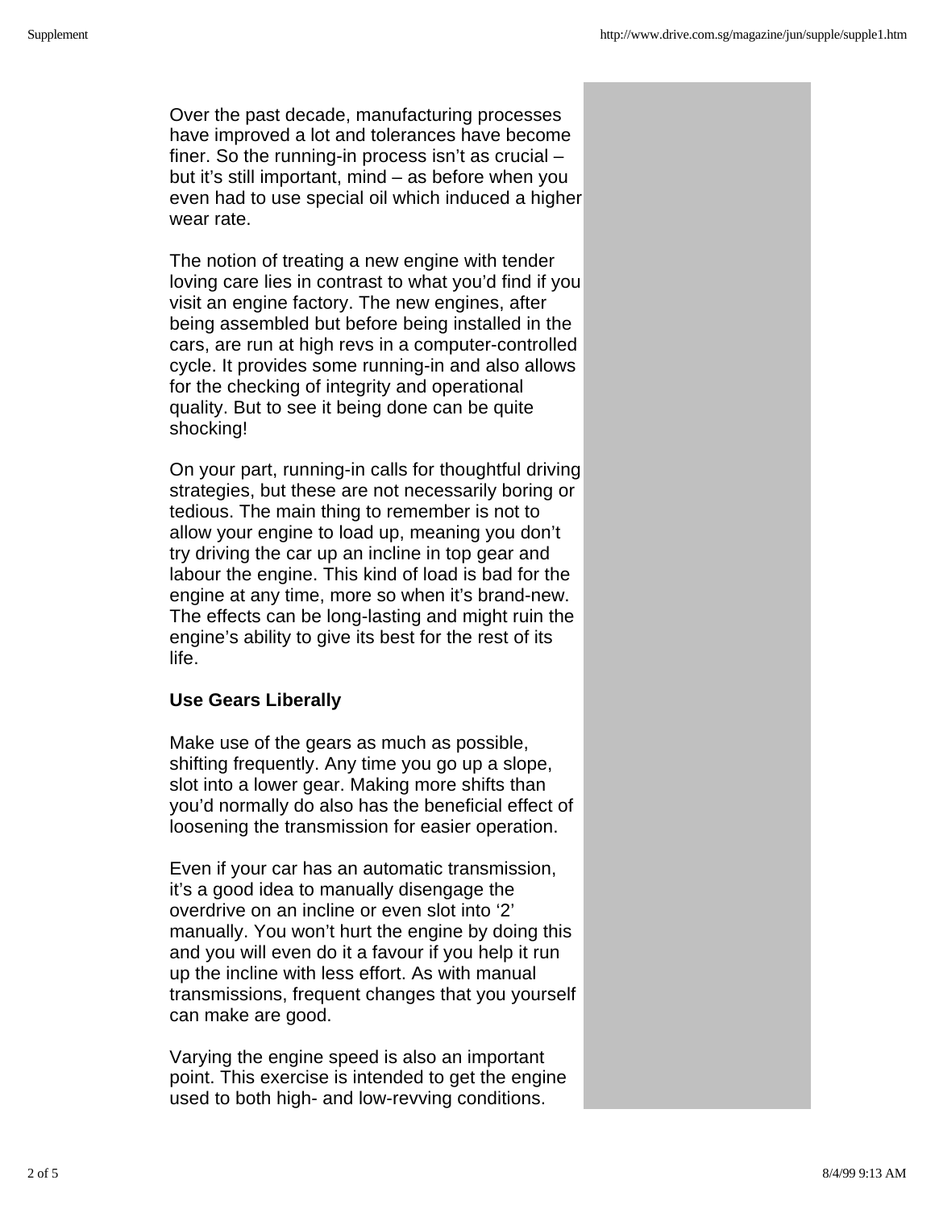Over the past decade, manufacturing processes have improved a lot and tolerances have become finer. So the running-in process isn't as crucial – but it's still important, mind – as before when you even had to use special oil which induced a higher wear rate.

The notion of treating a new engine with tender loving care lies in contrast to what you'd find if you visit an engine factory. The new engines, after being assembled but before being installed in the cars, are run at high revs in a computer-controlled cycle. It provides some running-in and also allows for the checking of integrity and operational quality. But to see it being done can be quite shocking!

On your part, running-in calls for thoughtful driving strategies, but these are not necessarily boring or tedious. The main thing to remember is not to allow your engine to load up, meaning you don't try driving the car up an incline in top gear and labour the engine. This kind of load is bad for the engine at any time, more so when it's brand-new. The effects can be long-lasting and might ruin the engine's ability to give its best for the rest of its life.

**Use Gears Liberally**

Make use of the gears as much as possible, shifting frequently. Any time you go up a slope, slot into a lower gear. Making more shifts than you'd normally do also has the beneficial effect of loosening the transmission for easier operation.

Even if your car has an automatic transmission, it's a good idea to manually disengage the overdrive on an incline or even slot into '2' manually. You won't hurt the engine by doing this and you will even do it a favour if you help it run up the incline with less effort. As with manual transmissions, frequent changes that you yourself can make are good.

Varying the engine speed is also an important point. This exercise is intended to get the engine used to both high- and low-revving conditions.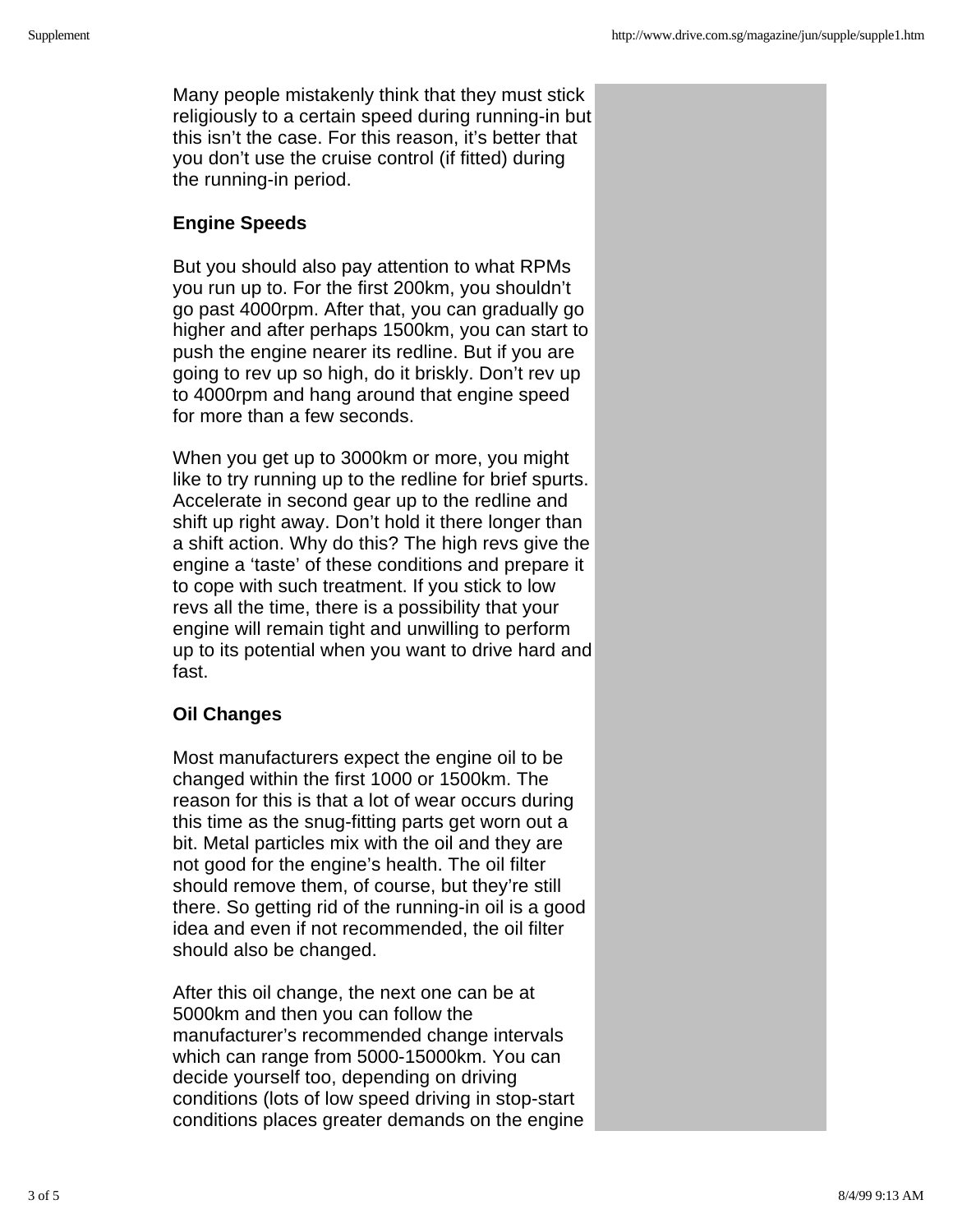Many people mistakenly think that they must stick religiously to a certain speed during running-in but this isn't the case. For this reason, it's better that you don't use the cruise control (if fitted) during the running-in period.

**Engine Speeds**

But you should also pay attention to what RPMs you run up to. For the first 200km, you shouldn't go past 4000rpm. After that, you can gradually go higher and after perhaps 1500km, you can start to push the engine nearer its redline. But if you are going to rev up so high, do it briskly. Don't rev up to 4000rpm and hang around that engine speed for more than a few seconds.

When you get up to 3000km or more, you might like to try running up to the redline for brief spurts. Accelerate in second gear up to the redline and shift up right away. Don't hold it there longer than a shift action. Why do this? The high revs give the engine a 'taste' of these conditions and prepare it to cope with such treatment. If you stick to low revs all the time, there is a possibility that your engine will remain tight and unwilling to perform up to its potential when you want to drive hard and fast.

**Oil Changes**

Most manufacturers expect the engine oil to be changed within the first 1000 or 1500km. The reason for this is that a lot of wear occurs during this time as the snug-fitting parts get worn out a bit. Metal particles mix with the oil and they are not good for the engine's health. The oil filter should remove them, of course, but they're still there. So getting rid of the running-in oil is a good idea and even if not recommended, the oil filter should also be changed.

After this oil change, the next one can be at 5000km and then you can follow the manufacturer's recommended change intervals which can range from 5000-15000km. You can decide yourself too, depending on driving conditions (lots of low speed driving in stop-start conditions places greater demands on the engine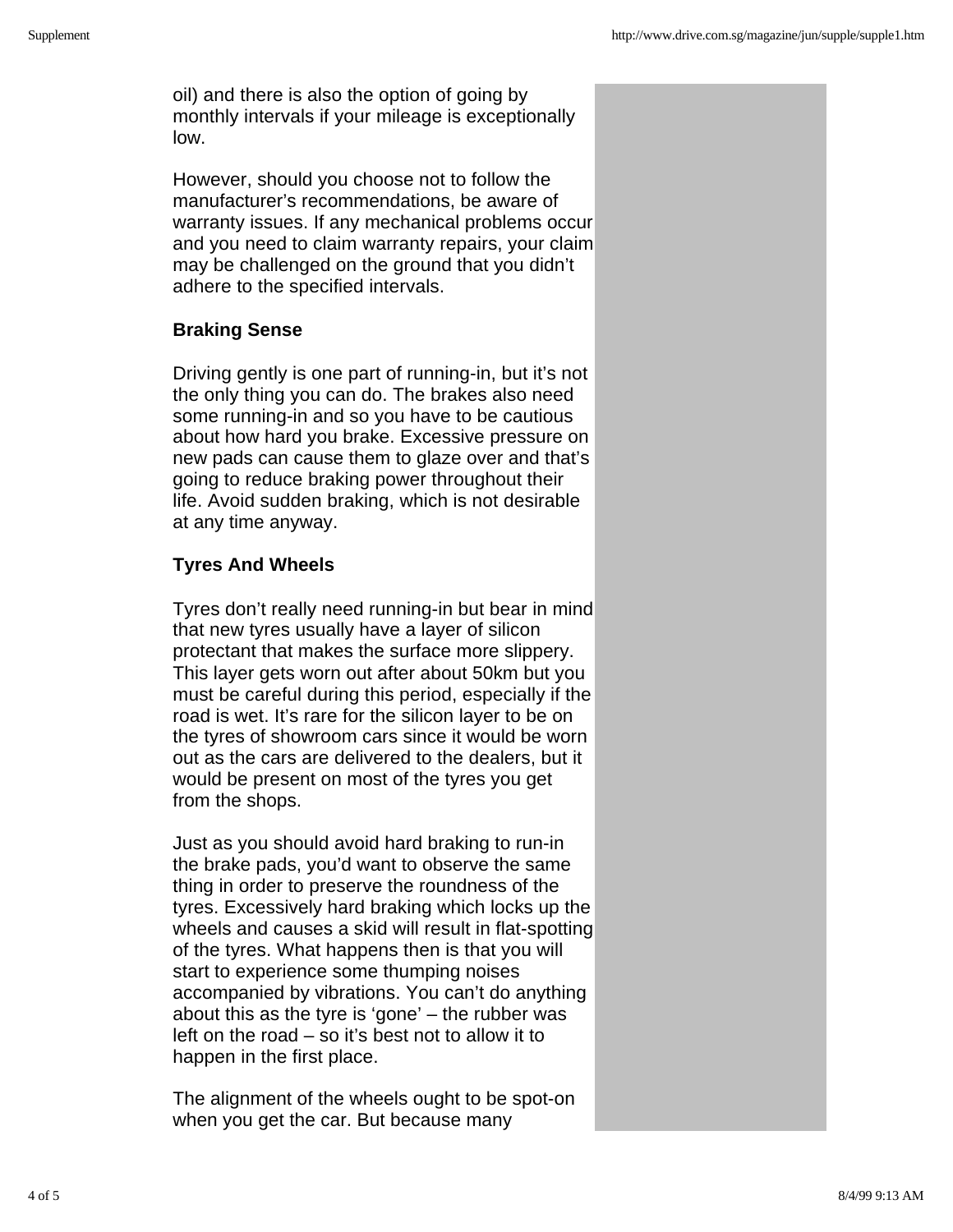oil) and there is also the option of going by monthly intervals if your mileage is exceptionally low.

However, should you choose not to follow the manufacturer's recommendations, be aware of warranty issues. If any mechanical problems occur and you need to claim warranty repairs, your claim may be challenged on the ground that you didn't adhere to the specified intervals.

**Braking Sense**

Driving gently is one part of running-in, but it's not the only thing you can do. The brakes also need some running-in and so you have to be cautious about how hard you brake. Excessive pressure on new pads can cause them to glaze over and that's going to reduce braking power throughout their life. Avoid sudden braking, which is not desirable at any time anyway.

**Tyres And Wheels**

Tyres don't really need running-in but bear in mind that new tyres usually have a layer of silicon protectant that makes the surface more slippery. This layer gets worn out after about 50km but you must be careful during this period, especially if the road is wet. It's rare for the silicon layer to be on the tyres of showroom cars since it would be worn out as the cars are delivered to the dealers, but it would be present on most of the tyres you get from the shops.

Just as you should avoid hard braking to run-in the brake pads, you'd want to observe the same thing in order to preserve the roundness of the tyres. Excessively hard braking which locks up the wheels and causes a skid will result in flat-spotting of the tyres. What happens then is that you will start to experience some thumping noises accompanied by vibrations. You can't do anything about this as the tyre is 'gone' – the rubber was left on the road – so it's best not to allow it to happen in the first place.

The alignment of the wheels ought to be spot-on when you get the car. But because many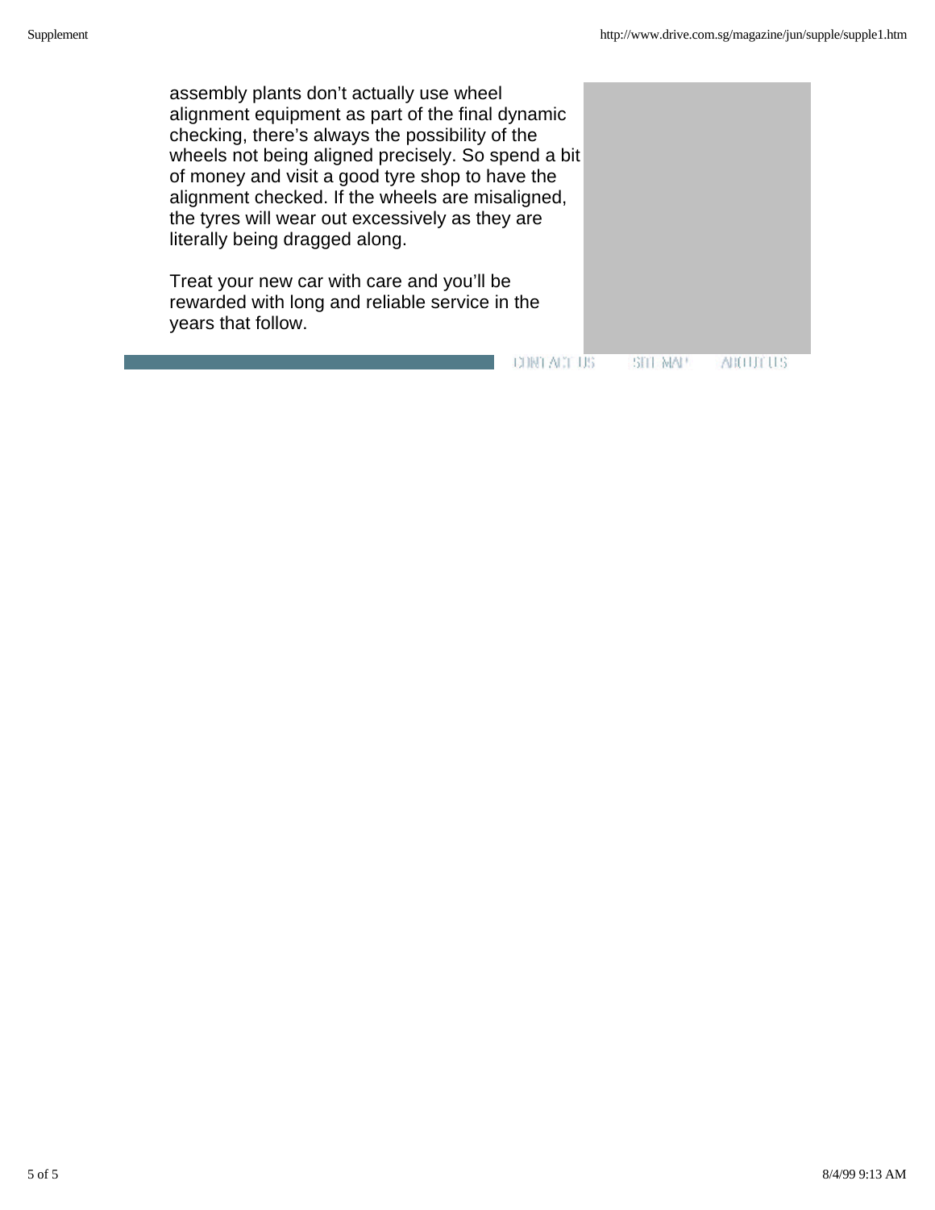assembly plants don't actually use wheel alignment equipment as part of the final dynamic checking, there's always the possibility of the wheels not being aligned precisely. So spend a bit of money and visit a good tyre shop to have the alignment checked. If the wheels are misaligned, the tyres will wear out excessively as they are literally being dragged along.

Treat your new car with care and you'll be rewarded with long and reliable service in the years that follow.

CONTACT US SITE MAP ABOUT US